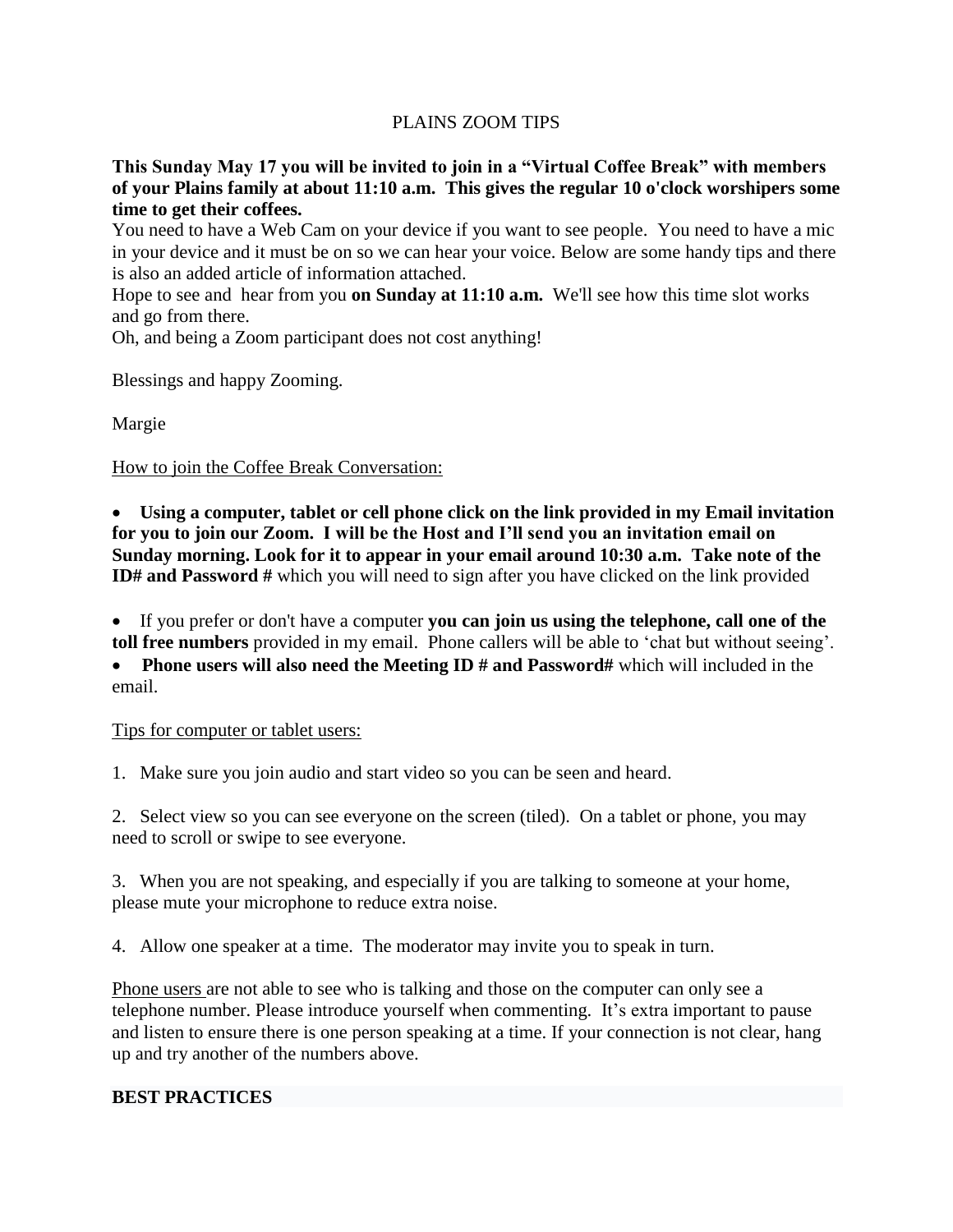# PLAINS ZOOM TIPS

**This Sunday May 17 you will be invited to join in a "Virtual Coffee Break" with members of your Plains family at about 11:10 a.m. This gives the regular 10 o'clock worshipers some time to get their coffees.**

You need to have a Web Cam on your device if you want to see people. You need to have a mic in your device and it must be on so we can hear your voice. Below are some handy tips and there is also an added article of information attached.

Hope to see and hear from you **on Sunday at 11:10 a.m.** We'll see how this time slot works and go from there.

Oh, and being a Zoom participant does not cost anything!

Blessings and happy Zooming.

Margie

<u>How to join the Coffee Break Conversation:</u>

- **Using a computer, tablet or cell phone click on the link provided in my Email invitation for you to join our Zoom. I will be the Host and I'll send you an invitation email on Sunday morning. Look for it to appear in your email around 10:30 a.m. Take note of the ID# and Password #** which you will need to sign after you have clicked on the link provided

- If you prefer or don't have a computer **you can join us using the telephone, call one of the toll free numbers** provided in my email. Phone callers will be able to 'chat but without seeing'.
- **Phone users will also need the Meeting ID # and Password#** which will included in the email.

<u>Tips for computer or tablet users:</u>

1. Make sure you join audio and start video so you can be seen and heard.

2. Select view so you can see everyone on the screen (tiled). On a tablet or phone, you may need to scroll or swipe to see everyone.

3. When you are not speaking, and especially if you are talking to someone at your home, please mute your microphone to reduce extra noise.

4. Allow one speaker at a time. The moderator may invite you to speak in turn.

<u>Phone users</u> are not able to see who is talking and those on the computer can only see a telephone number. Please introduce yourself when commenting. It's extra important to pause and listen to ensure there is one person speaking at a time. If your connection is not clear, hang up and try another of the numbers above.

**BEST PRACTICES**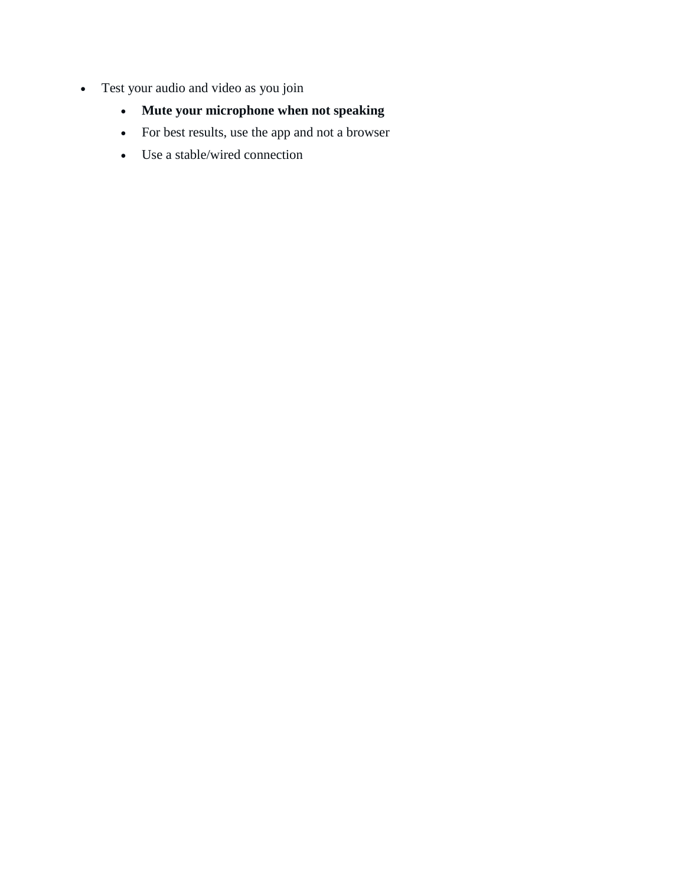- Test your audio and video as you join
    - **Mute your microphone when not speaking**
    - For best results, use the app and not a browser
    - Use a stable/wired connection